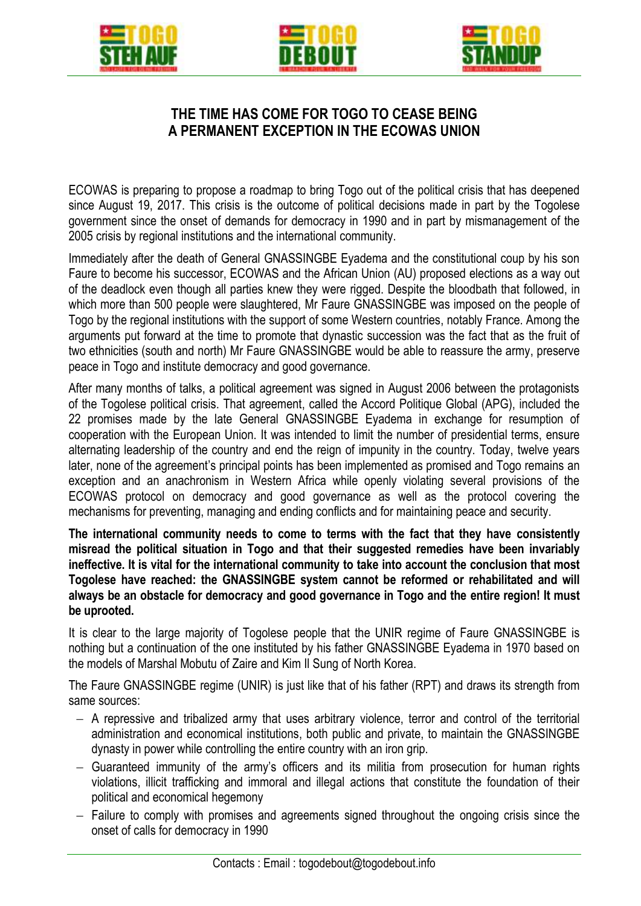# THE TIME HAS COME FOR TOGO TO CEASE BEING A PERMANENT EXCEPTION IN THE ECOWAS UNION

ECOWAS is preparing to propose a roadmap to bring Togo out of the political crisis that has deepened since August 19, 2017. This crisis is the outcome of political decisions made in part by the Togolese government since the onset of demands for democracy in 1990 and in part by mismanagement of the 2005 crisis by regional institutions and the international community.

Immediately after the death of General GNASSINGBE Eyadema and the constitutional coup by his son Faure to become his successor, ECOWAS and the African Union (AU) proposed elections as a way out of the deadlock even though all parties knew they were rigged. Despite the bloodbath that followed, in which more than 500 people were slaughtered, Mr Faure GNASSINGBE was imposed on the people of Togo by the regional institutions with the support of some Western countries, notably France. Among the arguments put forward at the time to promote that dynastic succession was the fact that as the fruit of two ethnicities (south and north) Mr Faure GNASSINGBE would be able to reassure the army, preserve peace in Togo and institute democracy and good governance.

After many months of talks, a political agreement was signed in August 2006 between the protagonists of the Togolese political crisis. That agreement, called the Accord Politique Global (APG), included the 22 promises made by the late General GNASSINGBE Eyadema in exchange for resumption of cooperation with the European Union. It was intended to limit the number of presidential terms, ensure alternating leadership of the country and end the reign of impunity in the country. Today, twelve years later, none of the agreement's principal points has been implemented as promised and Togo remains an exception and an anachronism in Western Africa while openly violating several provisions of the ECOWAS protocol on democracy and good governance as well as the protocol covering the mechanisms for preventing, managing and ending conflicts and for maintaining peace and security.

**The international community needs to come to terms with the fact that they have consistently misread the political situation in Togo and that their suggested remedies have been invariably ineffective. It is vital for the international community to take into account the conclusion that most Togolese have reached: the GNASSINGBE system cannot be reformed or rehabilitated and will always be an obstacle for democracy and good governance in Togo and the entire region! It must be uprooted.**

It is clear to the large majority of Togolese people that the UNIR regime of Faure GNASSINGBE is nothing but a continuation of the one instituted by his father GNASSINGBE Eyadema in 1970 based on the models of Marshal Mobutu of Zaire and Kim Il Sung of North Korea.

The Faure GNASSINGBE regime (UNIR) is just like that of his father (RPT) and draws its strength from same sources:

- A repressive and tribalized army that uses arbitrary violence, terror and control of the territorial administration and economical institutions, both public and private, to maintain the GNASSINGBE dynasty in power while controlling the entire country with an iron grip.
- Guaranteed immunity of the army's officers and its militia from prosecution for human rights violations, illicit trafficking and immoral and illegal actions that constitute the foundation of their political and economical hegemony
- Failure to comply with promises and agreements signed throughout the ongoing crisis since the onset of calls for democracy in 1990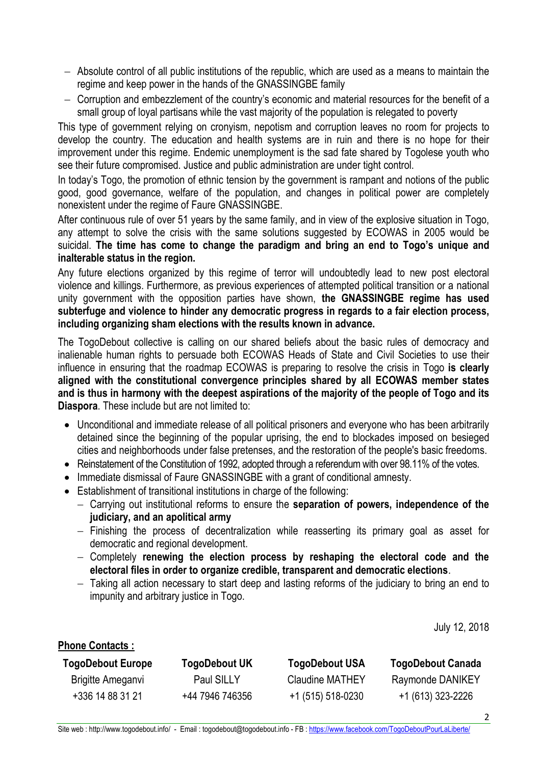- Absolute control of all public institutions of the republic, which are used as a means to maintain the regime and keep power in the hands of the GNASSINGBE family
- Corruption and embezzlement of the country's economic and material resources for the benefit of a small group of loyal partisans while the vast majority of the population is relegated to poverty

This type of government relying on cronyism, nepotism and corruption leaves no room for projects to develop the country. The education and health systems are in ruin and there is no hope for their improvement under this regime. Endemic unemployment is the sad fate shared by Togolese youth who see their future compromised. Justice and public administration are under tight control.

In today's Togo, the promotion of ethnic tension by the government is rampant and notions of the public good, good governance, welfare of the population, and changes in political power are completely nonexistent under the regime of Faure GNASSINGBE.

After continuous rule of over 51 years by the same family, and in view of the explosive situation in Togo, any attempt to solve the crisis with the same solutions suggested by ECOWAS in 2005 would be suicidal. **The time has come to change the paradigm and bring an end to Togo's unique and inalterable status in the region.**

Any future elections organized by this regime of terror will undoubtedly lead to new post electoral violence and killings. Furthermore, as previous experiences of attempted political transition or a national unity government with the opposition parties have shown, **the GNASSINGBE regime has used subterfuge and violence to hinder any democratic progress in regards to a fair election process, including organizing sham elections with the results known in advance.**

The TogoDebout collective is calling on our shared beliefs about the basic rules of democracy and inalienable human rights to persuade both ECOWAS Heads of State and Civil Societies to use their influence in ensuring that the roadmap ECOWAS is preparing to resolve the crisis in Togo **is clearly aligned with the constitutional convergence principles shared by all ECOWAS member states and is thus in harmony with the deepest aspirations of the majority of the people of Togo and its Diaspora**. These include but are not limited to:

- Unconditional and immediate release of all political prisoners and everyone who has been arbitrarily detained since the beginning of the popular uprising, the end to blockades imposed on besieged cities and neighborhoods under false pretenses, and the restoration of the people's basic freedoms.
- Reinstatement of the Constitution of 1992, adopted through a referendum with over 98.11% of the votes.
- Immediate dismissal of Faure GNASSINGBE with a grant of conditional amnesty.
- Establishment of transitional institutions in charge of the following:
  - Carrying out institutional reforms to ensure the **separation of powers, independence of the judiciary, and an apolitical army**
  - Finishing the process of decentralization while reasserting its primary goal as asset for democratic and regional development.
  - Completely **renewing the election process by reshaping the electoral code and the electoral files in order to organize credible, transparent and democratic elections**.
  - Taking all action necessary to start deep and lasting reforms of the judiciary to bring an end to impunity and arbitrary justice in Togo.

July 12, 2018

**Phone Contacts :**

| **TogoDebout Europe** | **TogoDebout UK** | **TogoDebout USA** | **TogoDebout Canada** |
|---|---|---|---|
| Brigitte Ameganvi | Paul SILLY | Claudine MATHEY | Raymonde DANIKEY |
| +336 14 88 31 21 | +44 7946 746356 | +1 (515) 518-0230 | +1 (613) 323-2226 |

Site web : http://www.togodebout.info/ - Email : togodebout@togodebout.info - FB : https://www.facebook.com/TogoDeboutPourLaLiberte/